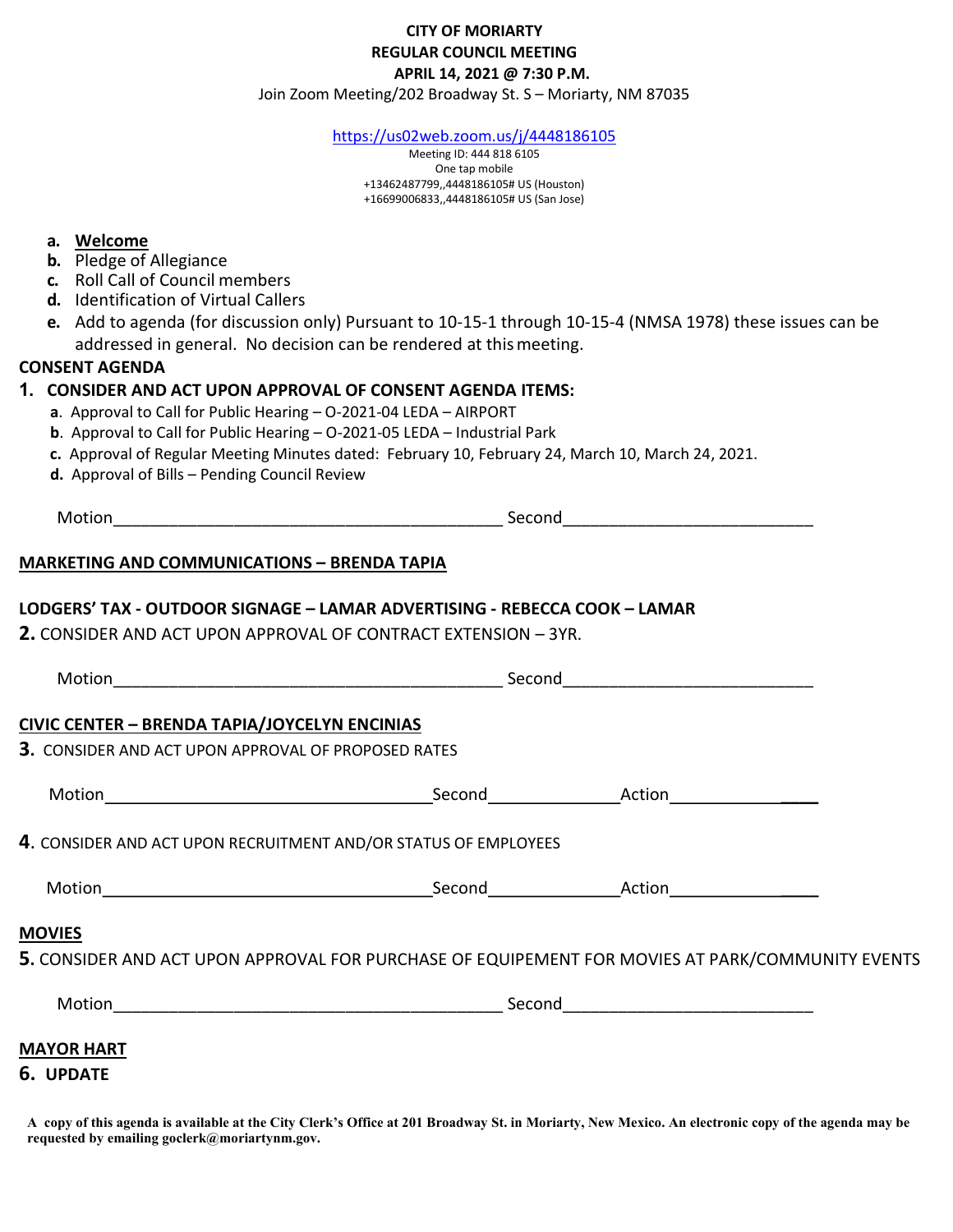**CITY OF MORIARTY**
**REGULAR COUNCIL MEETING**
**APRIL 14, 2021 @ 7:30 P.M.**

Join Zoom Meeting/202 Broadway St. S – Moriarty, NM 87035

https://us02web.zoom.us/j/4448186105
Meeting ID: 444 818 6105
One tap mobile
+13462487799,,4448186105# US (Houston)
+16699006833,,4448186105# US (San Jose)

- **a.** **Welcome**
- **b.** Pledge of Allegiance
- **c.** Roll Call of Council members
- **d.** Identification of Virtual Callers
- **e.** Add to agenda (for discussion only) Pursuant to 10-15-1 through 10-15-4 (NMSA 1978) these issues can be addressed in general. No decision can be rendered at this meeting.

**CONSENT AGENDA**

**1. CONSIDER AND ACT UPON APPROVAL OF CONSENT AGENDA ITEMS:**

- **a**. Approval to Call for Public Hearing – O-2021-04 LEDA – AIRPORT
- **b**. Approval to Call for Public Hearing – O-2021-05 LEDA – Industrial Park
- **c.** Approval of Regular Meeting Minutes dated: February 10, February 24, March 10, March 24, 2021.
- **d.** Approval of Bills – Pending Council Review

Motion___________________________________________ Second___________________________

**MARKETING AND COMMUNICATIONS – BRENDA TAPIA**

**LODGERS' TAX - OUTDOOR SIGNAGE – LAMAR ADVERTISING - REBECCA COOK – LAMAR**

**2.** CONSIDER AND ACT UPON APPROVAL OF CONTRACT EXTENSION – 3YR.

Motion___________________________________________ Second___________________________

**CIVIC CENTER – BRENDA TAPIA/JOYCELYN ENCINIAS**

**3.** CONSIDER AND ACT UPON APPROVAL OF PROPOSED RATES

Motion___________________________________ Second______________ Action________________

**4**. CONSIDER AND ACT UPON RECRUITMENT AND/OR STATUS OF EMPLOYEES

Motion___________________________________ Second______________ Action________________

**MOVIES**

**5.** CONSIDER AND ACT UPON APPROVAL FOR PURCHASE OF EQUIPEMENT FOR MOVIES AT PARK/COMMUNITY EVENTS

Motion___________________________________________ Second___________________________

**MAYOR HART**

**6. UPDATE**

**A copy of this agenda is available at the City Clerk's Office at 201 Broadway St. in Moriarty, New Mexico. An electronic copy of the agenda may be requested by emailing goclerk@moriartynm.gov.**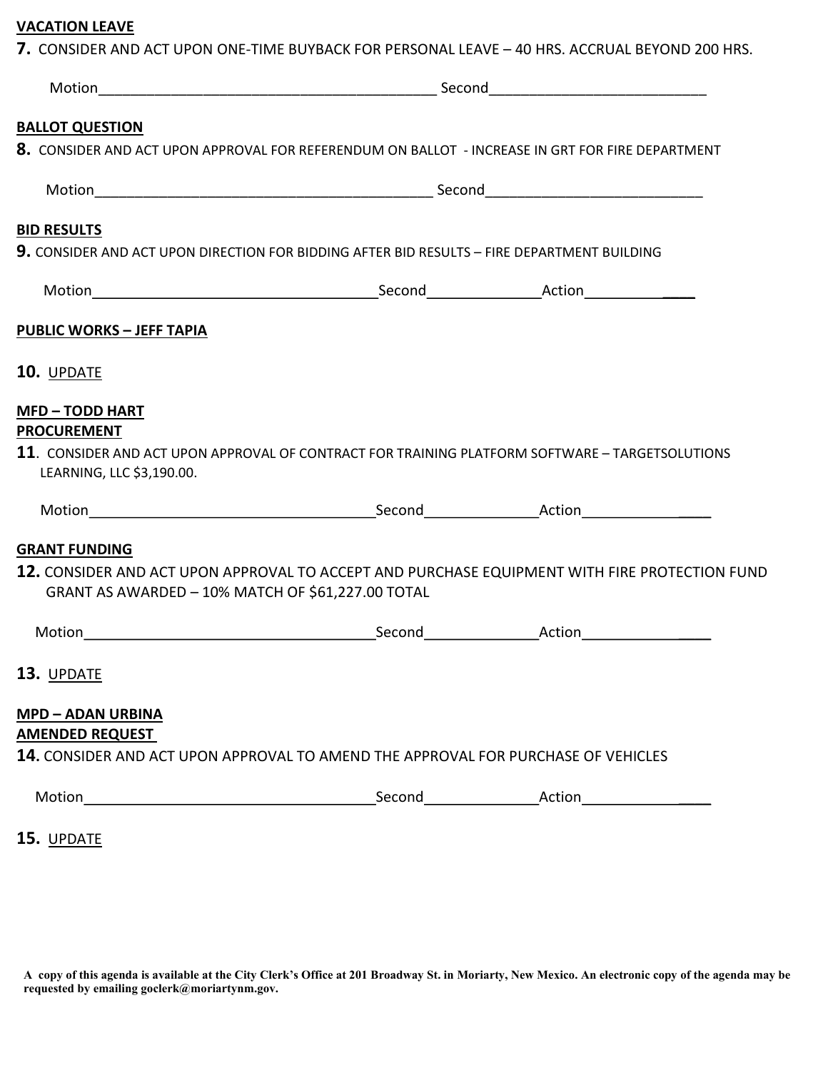**VACATION LEAVE**

**7.** CONSIDER AND ACT UPON ONE-TIME BUYBACK FOR PERSONAL LEAVE – 40 HRS. ACCRUAL BEYOND 200 HRS.

Motion___________________________________________ Second___________________________

**BALLOT QUESTION**

**8.** CONSIDER AND ACT UPON APPROVAL FOR REFERENDUM ON BALLOT - INCREASE IN GRT FOR FIRE DEPARTMENT

Motion___________________________________________ Second___________________________

**BID RESULTS**

**9.** CONSIDER AND ACT UPON DIRECTION FOR BIDDING AFTER BID RESULTS – FIRE DEPARTMENT BUILDING

Motion____________________________________Second______________Action______________

**PUBLIC WORKS – JEFF TAPIA**

**10.** UPDATE

**MFD – TODD HART**

**PROCUREMENT**

**11**. CONSIDER AND ACT UPON APPROVAL OF CONTRACT FOR TRAINING PLATFORM SOFTWARE – TARGETSOLUTIONS LEARNING, LLC $3,190.00.

Motion____________________________________Second______________Action________________

**GRANT FUNDING**

**12.** CONSIDER AND ACT UPON APPROVAL TO ACCEPT AND PURCHASE EQUIPMENT WITH FIRE PROTECTION FUND GRANT AS AWARDED – 10% MATCH OF $61,227.00 TOTAL

Motion____________________________________Second______________Action________________

**13.** UPDATE

**MPD – ADAN URBINA**

**AMENDED REQUEST**

**14.** CONSIDER AND ACT UPON APPROVAL TO AMEND THE APPROVAL FOR PURCHASE OF VEHICLES

Motion____________________________________Second______________Action________________

**15.** UPDATE

**A copy of this agenda is available at the City Clerk's Office at 201 Broadway St. in Moriarty, New Mexico. An electronic copy of the agenda may be requested by emailing goclerk@moriartynm.gov.**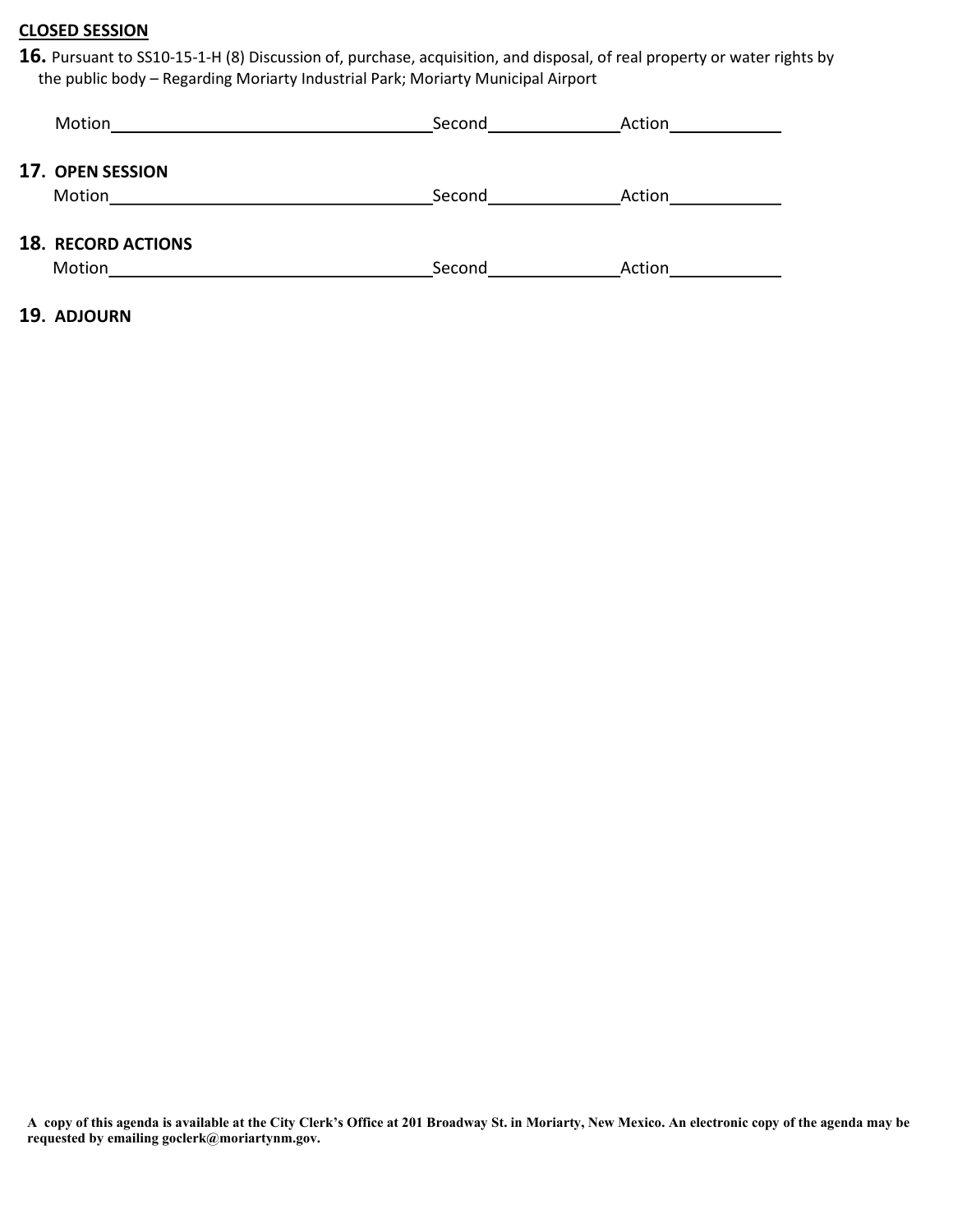**CLOSED SESSION**

**16.** Pursuant to SS10-15-1-H (8) Discussion of, purchase, acquisition, and disposal, of real property or water rights by the public body – Regarding Moriarty Industrial Park; Moriarty Municipal Airport

Motion\_\_\_\_\_\_\_\_\_\_\_\_\_\_\_\_\_\_\_\_\_\_\_\_\_\_\_\_\_\_\_\_\_\_Second\_\_\_\_\_\_\_\_\_\_\_\_\_\_Action\_\_\_\_\_\_\_\_\_\_\_\_

**17. OPEN SESSION**

Motion\_\_\_\_\_\_\_\_\_\_\_\_\_\_\_\_\_\_\_\_\_\_\_\_\_\_\_\_\_\_\_\_\_\_Second\_\_\_\_\_\_\_\_\_\_\_\_\_\_Action\_\_\_\_\_\_\_\_\_\_\_\_

**18. RECORD ACTIONS**

Motion\_\_\_\_\_\_\_\_\_\_\_\_\_\_\_\_\_\_\_\_\_\_\_\_\_\_\_\_\_\_\_\_\_\_Second\_\_\_\_\_\_\_\_\_\_\_\_\_\_Action\_\_\_\_\_\_\_\_\_\_\_\_

**19. ADJOURN**

**A copy of this agenda is available at the City Clerk's Office at 201 Broadway St. in Moriarty, New Mexico. An electronic copy of the agenda may be requested by emailing goclerk@moriartynm.gov.**